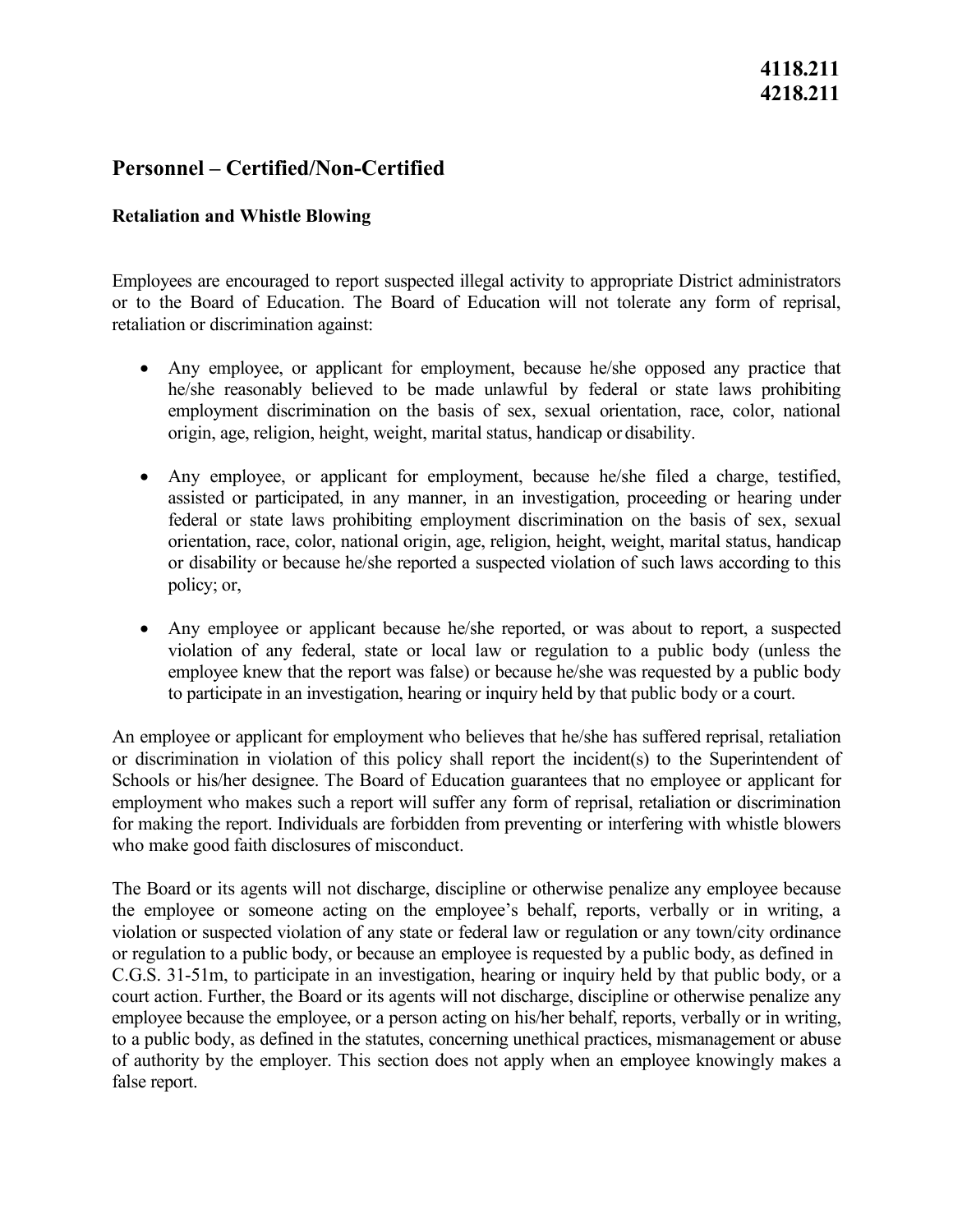**4118.211**
**4218.211**

# Personnel – Certified/Non-Certified

## Retaliation and Whistle Blowing

Employees are encouraged to report suspected illegal activity to appropriate District administrators or to the Board of Education. The Board of Education will not tolerate any form of reprisal, retaliation or discrimination against:

- Any employee, or applicant for employment, because he/she opposed any practice that he/she reasonably believed to be made unlawful by federal or state laws prohibiting employment discrimination on the basis of sex, sexual orientation, race, color, national origin, age, religion, height, weight, marital status, handicap or disability.

- Any employee, or applicant for employment, because he/she filed a charge, testified, assisted or participated, in any manner, in an investigation, proceeding or hearing under federal or state laws prohibiting employment discrimination on the basis of sex, sexual orientation, race, color, national origin, age, religion, height, weight, marital status, handicap or disability or because he/she reported a suspected violation of such laws according to this policy; or,

- Any employee or applicant because he/she reported, or was about to report, a suspected violation of any federal, state or local law or regulation to a public body (unless the employee knew that the report was false) or because he/she was requested by a public body to participate in an investigation, hearing or inquiry held by that public body or a court.

An employee or applicant for employment who believes that he/she has suffered reprisal, retaliation or discrimination in violation of this policy shall report the incident(s) to the Superintendent of Schools or his/her designee. The Board of Education guarantees that no employee or applicant for employment who makes such a report will suffer any form of reprisal, retaliation or discrimination for making the report. Individuals are forbidden from preventing or interfering with whistle blowers who make good faith disclosures of misconduct.

The Board or its agents will not discharge, discipline or otherwise penalize any employee because the employee or someone acting on the employee's behalf, reports, verbally or in writing, a violation or suspected violation of any state or federal law or regulation or any town/city ordinance or regulation to a public body, or because an employee is requested by a public body, as defined in C.G.S. 31-51m, to participate in an investigation, hearing or inquiry held by that public body, or a court action. Further, the Board or its agents will not discharge, discipline or otherwise penalize any employee because the employee, or a person acting on his/her behalf, reports, verbally or in writing, to a public body, as defined in the statutes, concerning unethical practices, mismanagement or abuse of authority by the employer. This section does not apply when an employee knowingly makes a false report.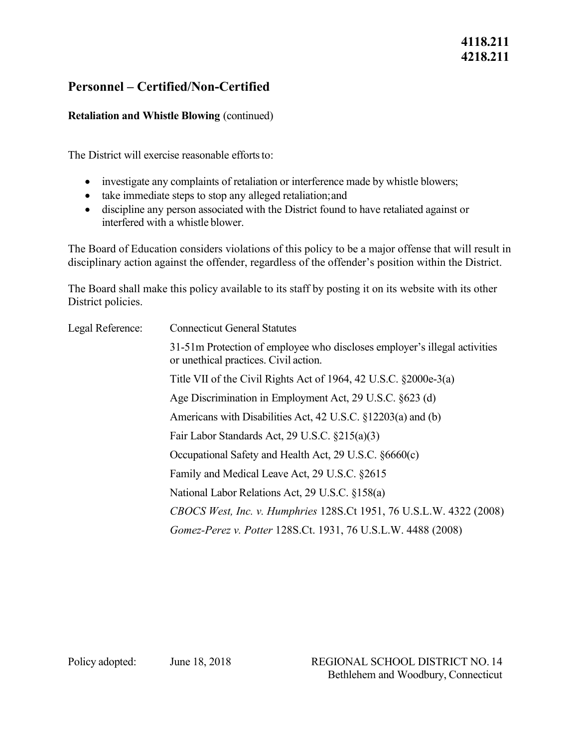**4118.211**
**4218.211**

## Personnel – Certified/Non-Certified

**Retaliation and Whistle Blowing** (continued)

The District will exercise reasonable efforts to:

- investigate any complaints of retaliation or interference made by whistle blowers;
- take immediate steps to stop any alleged retaliation; and
- discipline any person associated with the District found to have retaliated against or interfered with a whistle blower.

The Board of Education considers violations of this policy to be a major offense that will result in disciplinary action against the offender, regardless of the offender's position within the District.

The Board shall make this policy available to its staff by posting it on its website with its other District policies.

Legal Reference: Connecticut General Statutes

31-51m Protection of employee who discloses employer's illegal activities or unethical practices. Civil action.

Title VII of the Civil Rights Act of 1964, 42 U.S.C. §2000e-3(a)

Age Discrimination in Employment Act, 29 U.S.C. §623 (d)

Americans with Disabilities Act, 42 U.S.C. §12203(a) and (b)

Fair Labor Standards Act, 29 U.S.C. §215(a)(3)

Occupational Safety and Health Act, 29 U.S.C. §6660(c)

Family and Medical Leave Act, 29 U.S.C. §2615

National Labor Relations Act, 29 U.S.C. §158(a)

*CBOCS West, Inc. v. Humphries* 128S.Ct 1951, 76 U.S.L.W. 4322 (2008)

*Gomez-Perez v. Potter* 128S.Ct. 1931, 76 U.S.L.W. 4488 (2008)

Policy adopted: June 18, 2018

REGIONAL SCHOOL DISTRICT NO. 14
Bethlehem and Woodbury, Connecticut